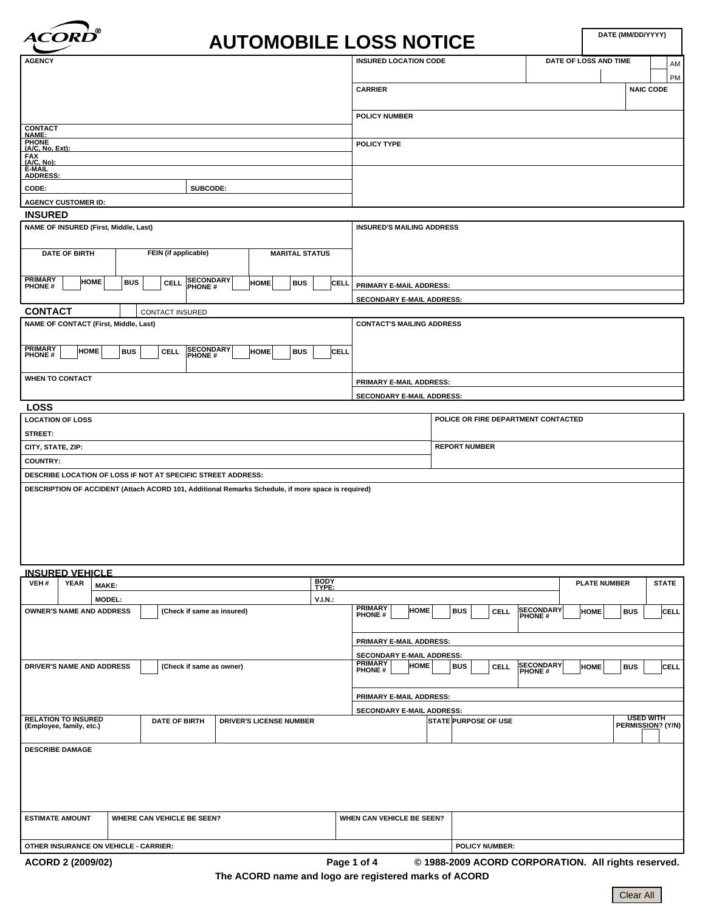ACORD®

# AUTOMOBILE LOSS NOTICE

| DATE (MM/DD/YYYY) |
|---|
| |

| AGENCY | INSURED LOCATION CODE | DATE OF LOSS AND TIME | AM / PM |
|---|---|---|---|
| | CARRIER | NAIC CODE | |
| | POLICY NUMBER | | |
| CONTACT NAME: | | | |
| PHONE (A/C, No, Ext): | POLICY TYPE | | |
| FAX (A/C, No): | | | |
| E-MAIL ADDRESS: | | | |
| CODE: / SUBCODE: | | | |
| AGENCY CUSTOMER ID: | | | |

## INSURED

| NAME OF INSURED (First, Middle, Last) | | | INSURED'S MAILING ADDRESS |
|---|---|---|---|
| DATE OF BIRTH | FEIN (if applicable) | MARITAL STATUS | |
| PRIMARY PHONE # [ ] HOME [ ] BUS [ ] CELL | SECONDARY PHONE # [ ] HOME [ ] BUS [ ] CELL | | PRIMARY E-MAIL ADDRESS: |
| | | | SECONDARY E-MAIL ADDRESS: |

## CONTACT

[ ] CONTACT INSURED

| NAME OF CONTACT (First, Middle, Last) | | CONTACT'S MAILING ADDRESS |
|---|---|---|
| PRIMARY PHONE # [ ] HOME [ ] BUS [ ] CELL | SECONDARY PHONE # [ ] HOME [ ] BUS [ ] CELL | |
| WHEN TO CONTACT | | PRIMARY E-MAIL ADDRESS: |
| | | SECONDARY E-MAIL ADDRESS: |

## LOSS

| LOCATION OF LOSS | POLICE OR FIRE DEPARTMENT CONTACTED |
|---|---|
| STREET: | |
| CITY, STATE, ZIP: | REPORT NUMBER |
| COUNTRY: | |
| DESCRIBE LOCATION OF LOSS IF NOT AT SPECIFIC STREET ADDRESS: | |
| DESCRIPTION OF ACCIDENT (Attach ACORD 101, Additional Remarks Schedule, if more space is required) | |

## INSURED VEHICLE

| VEH # | YEAR | MAKE: | BODY TYPE: | PLATE NUMBER | STATE |
|---|---|---|---|---|---|
| | | MODEL: | V.I.N.: | | |

| OWNER'S NAME AND ADDRESS [ ] (Check if same as insured) | PRIMARY PHONE # [ ] HOME [ ] BUS [ ] CELL | SECONDARY PHONE # [ ] HOME [ ] BUS [ ] CELL |
|---|---|---|
| | PRIMARY E-MAIL ADDRESS: | |
| | SECONDARY E-MAIL ADDRESS: | |
| DRIVER'S NAME AND ADDRESS [ ] (Check if same as owner) | PRIMARY PHONE # [ ] HOME [ ] BUS [ ] CELL | SECONDARY PHONE # [ ] HOME [ ] BUS [ ] CELL |
| | PRIMARY E-MAIL ADDRESS: | |
| | SECONDARY E-MAIL ADDRESS: | |

| RELATION TO INSURED (Employee, family, etc.) | DATE OF BIRTH | DRIVER'S LICENSE NUMBER | STATE | PURPOSE OF USE | USED WITH PERMISSION? (Y/N) |
|---|---|---|---|---|---|
| | | | | | |

| DESCRIBE DAMAGE | | | |
|---|---|---|---|
| | | | |
| ESTIMATE AMOUNT | WHERE CAN VEHICLE BE SEEN? | WHEN CAN VEHICLE BE SEEN? | |
| OTHER INSURANCE ON VEHICLE - CARRIER: | | | POLICY NUMBER: |

ACORD 2 (2009/02) © 1988-2009 ACORD CORPORATION. All rights reserved.

The ACORD name and logo are registered marks of ACORD

Clear All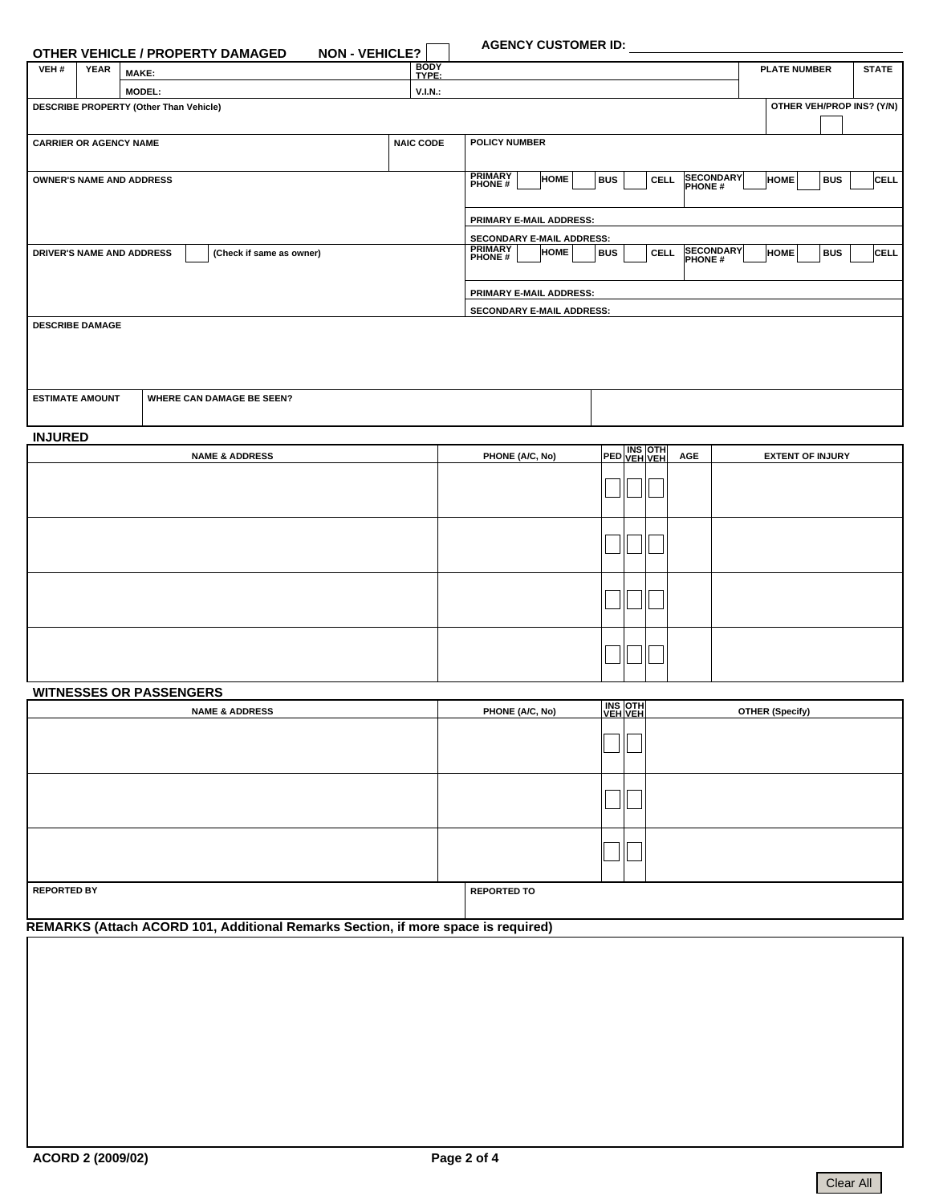## OTHER VEHICLE / PROPERTY DAMAGED NON - VEHICLE? ☐

**AGENCY CUSTOMER ID:**

| VEH # | YEAR | MAKE: | BODY TYPE: | PLATE NUMBER | STATE |
|---|---|---|---|---|---|
| | | MODEL: | V.I.N.: | | |

| DESCRIBE PROPERTY (Other Than Vehicle) | OTHER VEH/PROP INS? (Y/N) |
|---|---|
| | ☐ |

| CARRIER OR AGENCY NAME | NAIC CODE | POLICY NUMBER |
|---|---|---|
| | | |

| OWNER'S NAME AND ADDRESS | PRIMARY PHONE # ☐ HOME ☐ BUS ☐ CELL | SECONDARY PHONE # ☐ HOME ☐ BUS ☐ CELL |
|---|---|---|
| | PRIMARY E-MAIL ADDRESS: | |
| | SECONDARY E-MAIL ADDRESS: | |

| DRIVER'S NAME AND ADDRESS ☐ (Check if same as owner) | PRIMARY PHONE # ☐ HOME ☐ BUS ☐ CELL | SECONDARY PHONE # ☐ HOME ☐ BUS ☐ CELL |
|---|---|---|
| | PRIMARY E-MAIL ADDRESS: | |
| | SECONDARY E-MAIL ADDRESS: | |

**DESCRIBE DAMAGE**

| ESTIMATE AMOUNT | WHERE CAN DAMAGE BE SEEN? | |
|---|---|---|
| | | |

## INJURED

| NAME & ADDRESS | PHONE (A/C, No) | PED | INS VEH | OTH VEH | AGE | EXTENT OF INJURY |
|---|---|---|---|---|---|---|
| | | ☐ | ☐ | ☐ | | |
| | | ☐ | ☐ | ☐ | | |
| | | ☐ | ☐ | ☐ | | |
| | | ☐ | ☐ | ☐ | | |

## WITNESSES OR PASSENGERS

| NAME & ADDRESS | PHONE (A/C, No) | INS VEH | OTH VEH | OTHER (Specify) |
|---|---|---|---|---|
| | | ☐ | ☐ | |
| | | ☐ | ☐ | |
| | | ☐ | ☐ | |

| REPORTED BY | REPORTED TO |
|---|---|
| | |

## REMARKS (Attach ACORD 101, Additional Remarks Section, if more space is required)

ACORD 2 (2009/02)

Clear All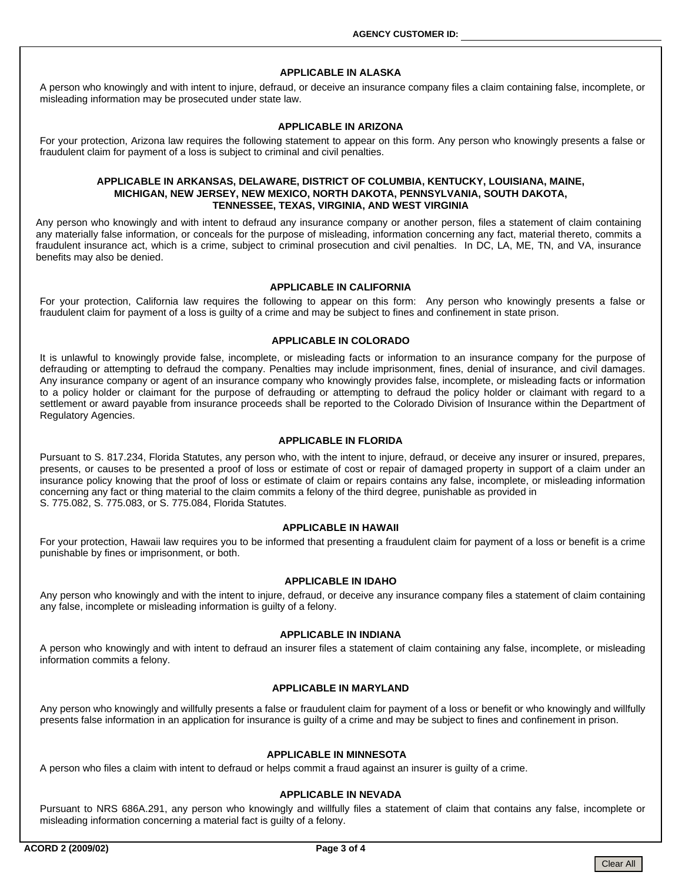AGENCY CUSTOMER ID:

### APPLICABLE IN ALASKA

A person who knowingly and with intent to injure, defraud, or deceive an insurance company files a claim containing false, incomplete, or misleading information may be prosecuted under state law.

### APPLICABLE IN ARIZONA

For your protection, Arizona law requires the following statement to appear on this form. Any person who knowingly presents a false or fraudulent claim for payment of a loss is subject to criminal and civil penalties.

### APPLICABLE IN ARKANSAS, DELAWARE, DISTRICT OF COLUMBIA, KENTUCKY, LOUISIANA, MAINE, MICHIGAN, NEW JERSEY, NEW MEXICO, NORTH DAKOTA, PENNSYLVANIA, SOUTH DAKOTA, TENNESSEE, TEXAS, VIRGINIA, AND WEST VIRGINIA

Any person who knowingly and with intent to defraud any insurance company or another person, files a statement of claim containing any materially false information, or conceals for the purpose of misleading, information concerning any fact, material thereto, commits a fraudulent insurance act, which is a crime, subject to criminal prosecution and civil penalties. In DC, LA, ME, TN, and VA, insurance benefits may also be denied.

### APPLICABLE IN CALIFORNIA

For your protection, California law requires the following to appear on this form: Any person who knowingly presents a false or fraudulent claim for payment of a loss is guilty of a crime and may be subject to fines and confinement in state prison.

### APPLICABLE IN COLORADO

It is unlawful to knowingly provide false, incomplete, or misleading facts or information to an insurance company for the purpose of defrauding or attempting to defraud the company. Penalties may include imprisonment, fines, denial of insurance, and civil damages. Any insurance company or agent of an insurance company who knowingly provides false, incomplete, or misleading facts or information to a policy holder or claimant for the purpose of defrauding or attempting to defraud the policy holder or claimant with regard to a settlement or award payable from insurance proceeds shall be reported to the Colorado Division of Insurance within the Department of Regulatory Agencies.

### APPLICABLE IN FLORIDA

Pursuant to S. 817.234, Florida Statutes, any person who, with the intent to injure, defraud, or deceive any insurer or insured, prepares, presents, or causes to be presented a proof of loss or estimate of cost or repair of damaged property in support of a claim under an insurance policy knowing that the proof of loss or estimate of claim or repairs contains any false, incomplete, or misleading information concerning any fact or thing material to the claim commits a felony of the third degree, punishable as provided in S. 775.082, S. 775.083, or S. 775.084, Florida Statutes.

### APPLICABLE IN HAWAII

For your protection, Hawaii law requires you to be informed that presenting a fraudulent claim for payment of a loss or benefit is a crime punishable by fines or imprisonment, or both.

### APPLICABLE IN IDAHO

Any person who knowingly and with the intent to injure, defraud, or deceive any insurance company files a statement of claim containing any false, incomplete or misleading information is guilty of a felony.

### APPLICABLE IN INDIANA

A person who knowingly and with intent to defraud an insurer files a statement of claim containing any false, incomplete, or misleading information commits a felony.

### APPLICABLE IN MARYLAND

Any person who knowingly and willfully presents a false or fraudulent claim for payment of a loss or benefit or who knowingly and willfully presents false information in an application for insurance is guilty of a crime and may be subject to fines and confinement in prison.

### APPLICABLE IN MINNESOTA

A person who files a claim with intent to defraud or helps commit a fraud against an insurer is guilty of a crime.

### APPLICABLE IN NEVADA

Pursuant to NRS 686A.291, any person who knowingly and willfully files a statement of claim that contains any false, incomplete or misleading information concerning a material fact is guilty of a felony.

ACORD 2 (2009/02)

Clear All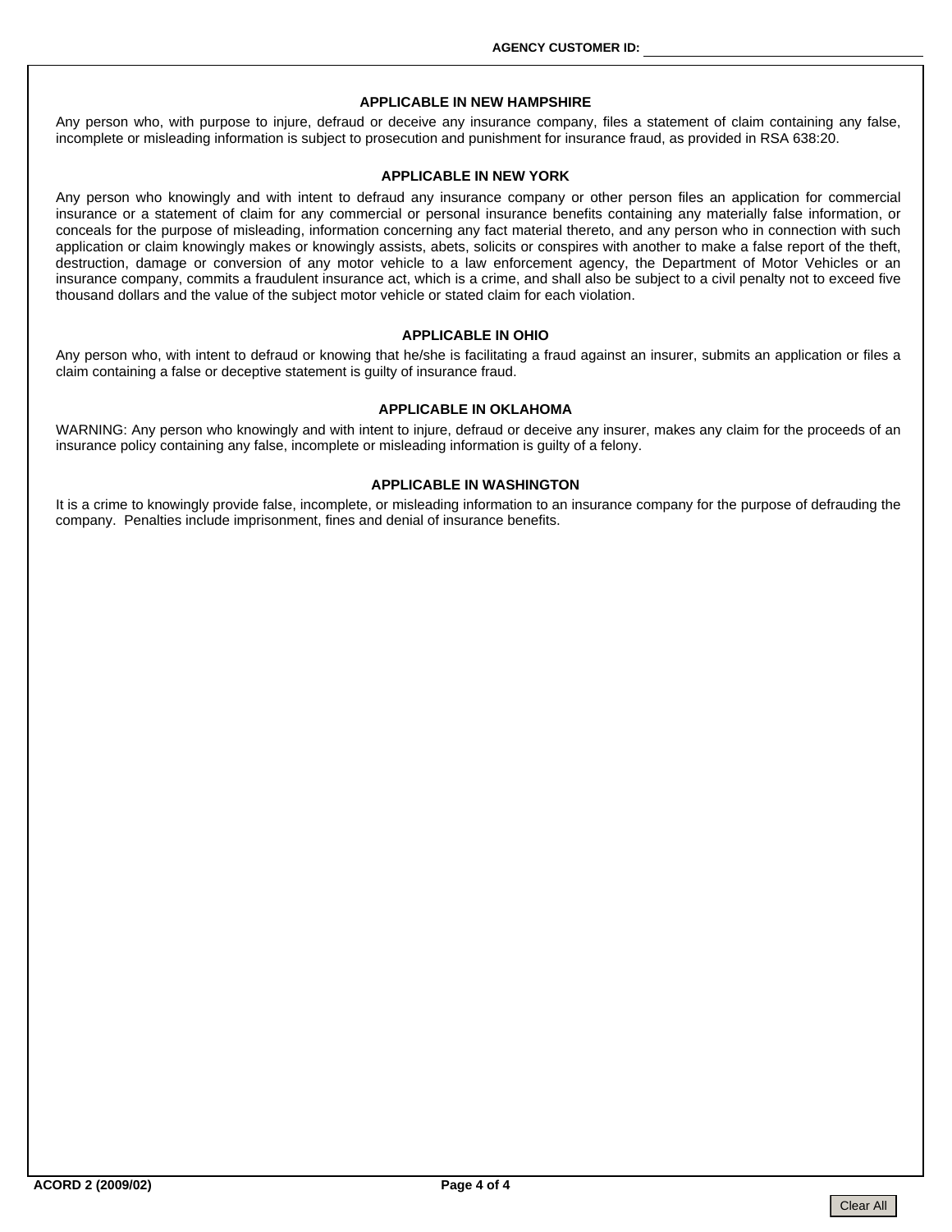AGENCY CUSTOMER ID:

### APPLICABLE IN NEW HAMPSHIRE

Any person who, with purpose to injure, defraud or deceive any insurance company, files a statement of claim containing any false, incomplete or misleading information is subject to prosecution and punishment for insurance fraud, as provided in RSA 638:20.

### APPLICABLE IN NEW YORK

Any person who knowingly and with intent to defraud any insurance company or other person files an application for commercial insurance or a statement of claim for any commercial or personal insurance benefits containing any materially false information, or conceals for the purpose of misleading, information concerning any fact material thereto, and any person who in connection with such application or claim knowingly makes or knowingly assists, abets, solicits or conspires with another to make a false report of the theft, destruction, damage or conversion of any motor vehicle to a law enforcement agency, the Department of Motor Vehicles or an insurance company, commits a fraudulent insurance act, which is a crime, and shall also be subject to a civil penalty not to exceed five thousand dollars and the value of the subject motor vehicle or stated claim for each violation.

### APPLICABLE IN OHIO

Any person who, with intent to defraud or knowing that he/she is facilitating a fraud against an insurer, submits an application or files a claim containing a false or deceptive statement is guilty of insurance fraud.

### APPLICABLE IN OKLAHOMA

WARNING: Any person who knowingly and with intent to injure, defraud or deceive any insurer, makes any claim for the proceeds of an insurance policy containing any false, incomplete or misleading information is guilty of a felony.

### APPLICABLE IN WASHINGTON

It is a crime to knowingly provide false, incomplete, or misleading information to an insurance company for the purpose of defrauding the company. Penalties include imprisonment, fines and denial of insurance benefits.

ACORD 2 (2009/02)

Clear All